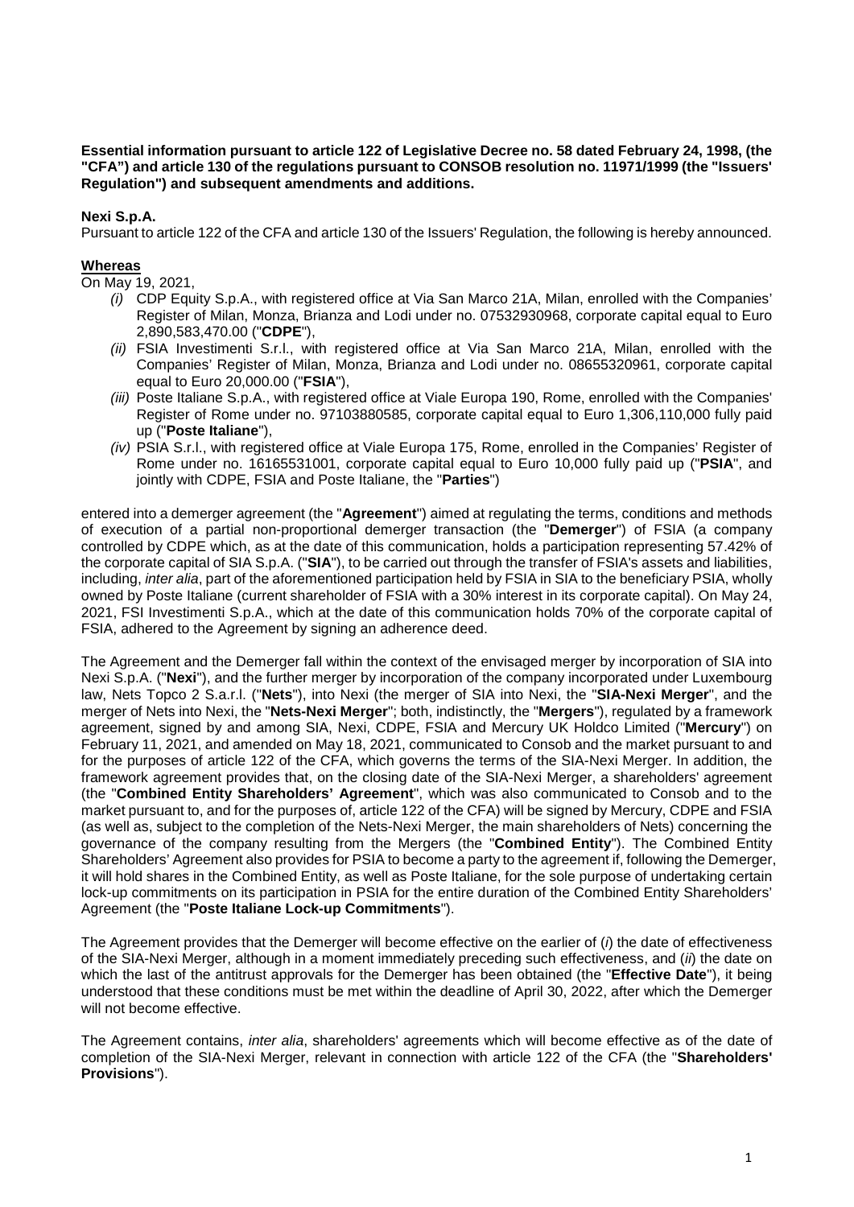**Essential information pursuant to article 122 of Legislative Decree no. 58 dated February 24, 1998, (the "CFA") and article 130 of the regulations pursuant to CONSOB resolution no. 11971/1999 (the "Issuers' Regulation") and subsequent amendments and additions.**

**Nexi S.p.A.**

Pursuant to article 122 of the CFA and article 130 of the Issuers' Regulation, the following is hereby announced.

**Whereas**

On May 19, 2021,

*(i)* CDP Equity S.p.A., with registered office at Via San Marco 21A, Milan, enrolled with the Companies' Register of Milan, Monza, Brianza and Lodi under no. 07532930968, corporate capital equal to Euro 2,890,583,470.00 ("**CDPE**"),

*(ii)* FSIA Investimenti S.r.l., with registered office at Via San Marco 21A, Milan, enrolled with the Companies' Register of Milan, Monza, Brianza and Lodi under no. 08655320961, corporate capital equal to Euro 20,000.00 ("**FSIA**"),

*(iii)* Poste Italiane S.p.A., with registered office at Viale Europa 190, Rome, enrolled with the Companies' Register of Rome under no. 97103880585, corporate capital equal to Euro 1,306,110,000 fully paid up ("**Poste Italiane**"),

*(iv)* PSIA S.r.l., with registered office at Viale Europa 175, Rome, enrolled in the Companies' Register of Rome under no. 16165531001, corporate capital equal to Euro 10,000 fully paid up ("**PSIA**", and jointly with CDPE, FSIA and Poste Italiane, the "**Parties**")

entered into a demerger agreement (the "**Agreement**") aimed at regulating the terms, conditions and methods of execution of a partial non-proportional demerger transaction (the "**Demerger**") of FSIA (a company controlled by CDPE which, as at the date of this communication, holds a participation representing 57.42% of the corporate capital of SIA S.p.A. ("**SIA**"), to be carried out through the transfer of FSIA's assets and liabilities, including, *inter alia*, part of the aforementioned participation held by FSIA in SIA to the beneficiary PSIA, wholly owned by Poste Italiane (current shareholder of FSIA with a 30% interest in its corporate capital). On May 24, 2021, FSI Investimenti S.p.A., which at the date of this communication holds 70% of the corporate capital of FSIA, adhered to the Agreement by signing an adherence deed.

The Agreement and the Demerger fall within the context of the envisaged merger by incorporation of SIA into Nexi S.p.A. ("**Nexi**"), and the further merger by incorporation of the company incorporated under Luxembourg law, Nets Topco 2 S.a.r.l. ("**Nets**"), into Nexi (the merger of SIA into Nexi, the "**SIA-Nexi Merger**", and the merger of Nets into Nexi, the "**Nets-Nexi Merger**"; both, indistinctly, the "**Mergers**"), regulated by a framework agreement, signed by and among SIA, Nexi, CDPE, FSIA and Mercury UK Holdco Limited ("**Mercury**") on February 11, 2021, and amended on May 18, 2021, communicated to Consob and the market pursuant to and for the purposes of article 122 of the CFA, which governs the terms of the SIA-Nexi Merger. In addition, the framework agreement provides that, on the closing date of the SIA-Nexi Merger, a shareholders' agreement (the "**Combined Entity Shareholders' Agreement**", which was also communicated to Consob and to the market pursuant to, and for the purposes of, article 122 of the CFA) will be signed by Mercury, CDPE and FSIA (as well as, subject to the completion of the Nets-Nexi Merger, the main shareholders of Nets) concerning the governance of the company resulting from the Mergers (the "**Combined Entity**"). The Combined Entity Shareholders' Agreement also provides for PSIA to become a party to the agreement if, following the Demerger, it will hold shares in the Combined Entity, as well as Poste Italiane, for the sole purpose of undertaking certain lock-up commitments on its participation in PSIA for the entire duration of the Combined Entity Shareholders' Agreement (the "**Poste Italiane Lock-up Commitments**").

The Agreement provides that the Demerger will become effective on the earlier of (*i*) the date of effectiveness of the SIA-Nexi Merger, although in a moment immediately preceding such effectiveness, and (*ii*) the date on which the last of the antitrust approvals for the Demerger has been obtained (the "**Effective Date**"), it being understood that these conditions must be met within the deadline of April 30, 2022, after which the Demerger will not become effective.

The Agreement contains, *inter alia*, shareholders' agreements which will become effective as of the date of completion of the SIA-Nexi Merger, relevant in connection with article 122 of the CFA (the "**Shareholders' Provisions**").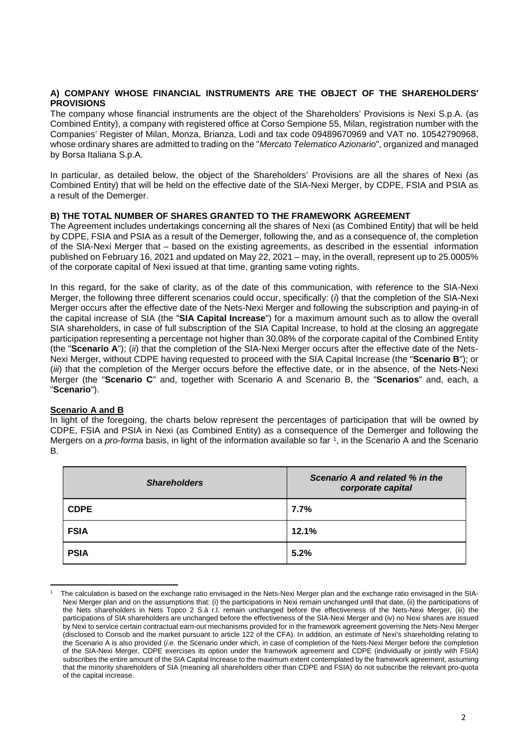**A) COMPANY WHOSE FINANCIAL INSTRUMENTS ARE THE OBJECT OF THE SHAREHOLDERS' PROVISIONS**

The company whose financial instruments are the object of the Shareholders' Provisions is Nexi S.p.A. (as Combined Entity), a company with registered office at Corso Sempione 55, Milan, registration number with the Companies' Register of Milan, Monza, Brianza, Lodi and tax code 09489670969 and VAT no. 10542790968, whose ordinary shares are admitted to trading on the "*Mercato Telematico Azionario*", organized and managed by Borsa Italiana S.p.A.

In particular, as detailed below, the object of the Shareholders' Provisions are all the shares of Nexi (as Combined Entity) that will be held on the effective date of the SIA-Nexi Merger, by CDPE, FSIA and PSIA as a result of the Demerger.

**B) THE TOTAL NUMBER OF SHARES GRANTED TO THE FRAMEWORK AGREEMENT**

The Agreement includes undertakings concerning all the shares of Nexi (as Combined Entity) that will be held by CDPE, FSIA and PSIA as a result of the Demerger, following the, and as a consequence of, the completion of the SIA-Nexi Merger that – based on the existing agreements, as described in the essential information published on February 16, 2021 and updated on May 22, 2021 – may, in the overall, represent up to 25.0005% of the corporate capital of Nexi issued at that time, granting same voting rights.

In this regard, for the sake of clarity, as of the date of this communication, with reference to the SIA-Nexi Merger, the following three different scenarios could occur, specifically: (*i*) that the completion of the SIA-Nexi Merger occurs after the effective date of the Nets-Nexi Merger and following the subscription and paying-in of the capital increase of SIA (the "**SIA Capital Increase**") for a maximum amount such as to allow the overall SIA shareholders, in case of full subscription of the SIA Capital Increase, to hold at the closing an aggregate participation representing a percentage not higher than 30.08% of the corporate capital of the Combined Entity (the "**Scenario A**"); (*ii*) that the completion of the SIA-Nexi Merger occurs after the effective date of the Nets-Nexi Merger, without CDPE having requested to proceed with the SIA Capital Increase (the "**Scenario B**"); or (*iii*) that the completion of the Merger occurs before the effective date, or in the absence, of the Nets-Nexi Merger (the "**Scenario C**" and, together with Scenario A and Scenario B, the "**Scenarios**" and, each, a "**Scenario**").

**Scenario A and B**

In light of the foregoing, the charts below represent the percentages of participation that will be owned by CDPE, FSIA and PSIA in Nexi (as Combined Entity) as a consequence of the Demerger and following the Mergers on a *pro-forma* basis, in light of the information available so far [1], in the Scenario A and the Scenario B.

| *Shareholders* | *Scenario A and related % in the corporate capital* |
|---|---|
| **CDPE** | **7.7%** |
| **FSIA** | **12.1%** |
| **PSIA** | **5.2%** |

[1] The calculation is based on the exchange ratio envisaged in the Nets-Nexi Merger plan and the exchange ratio envisaged in the SIA-Nexi Merger plan and on the assumptions that: (i) the participations in Nexi remain unchanged until that date, (ii) the participations of the Nets shareholders in Nets Topco 2 S.à r.l. remain unchanged before the effectiveness of the Nets-Nexi Merger, (iii) the participations of SIA shareholders are unchanged before the effectiveness of the SIA-Nexi Merger and (iv) no Nexi shares are issued by Nexi to service certain contractual earn-out mechanisms provided for in the framework agreement governing the Nets-Nexi Merger (disclosed to Consob and the market pursuant to article 122 of the CFA). In addition, an estimate of Nexi's shareholding relating to the Scenario A is also provided (*i.e.* the Scenario under which, in case of completion of the Nets-Nexi Merger before the completion of the SIA-Nexi Merger, CDPE exercises its option under the framework agreement and CDPE (individually or jointly with FSIA) subscribes the entire amount of the SIA Capital Increase to the maximum extent contemplated by the framework agreement, assuming that the minority shareholders of SIA (meaning all shareholders other than CDPE and FSIA) do not subscribe the relevant pro-quota of the capital increase.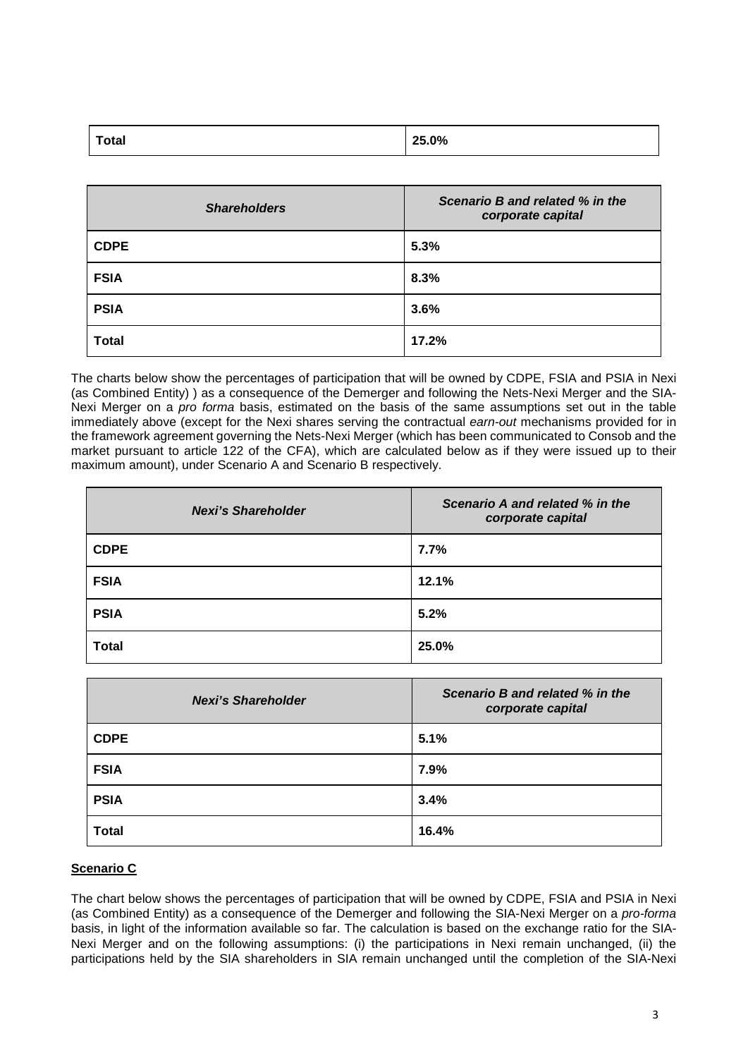| Total | 25.0% |
|---|---|

| *Shareholders* | *Scenario B and related % in the corporate capital* |
|---|---|
| **CDPE** | **5.3%** |
| **FSIA** | **8.3%** |
| **PSIA** | **3.6%** |
| **Total** | **17.2%** |

The charts below show the percentages of participation that will be owned by CDPE, FSIA and PSIA in Nexi (as Combined Entity) ) as a consequence of the Demerger and following the Nets-Nexi Merger and the SIA-Nexi Merger on a *pro forma* basis, estimated on the basis of the same assumptions set out in the table immediately above (except for the Nexi shares serving the contractual *earn-out* mechanisms provided for in the framework agreement governing the Nets-Nexi Merger (which has been communicated to Consob and the market pursuant to article 122 of the CFA), which are calculated below as if they were issued up to their maximum amount), under Scenario A and Scenario B respectively.

| *Nexi's Shareholder* | *Scenario A and related % in the corporate capital* |
|---|---|
| **CDPE** | **7.7%** |
| **FSIA** | **12.1%** |
| **PSIA** | **5.2%** |
| **Total** | **25.0%** |

| *Nexi's Shareholder* | *Scenario B and related % in the corporate capital* |
|---|---|
| **CDPE** | **5.1%** |
| **FSIA** | **7.9%** |
| **PSIA** | **3.4%** |
| **Total** | **16.4%** |

**Scenario C**

The chart below shows the percentages of participation that will be owned by CDPE, FSIA and PSIA in Nexi (as Combined Entity) as a consequence of the Demerger and following the SIA-Nexi Merger on a *pro-forma* basis, in light of the information available so far. The calculation is based on the exchange ratio for the SIA-Nexi Merger and on the following assumptions: (i) the participations in Nexi remain unchanged, (ii) the participations held by the SIA shareholders in SIA remain unchanged until the completion of the SIA-Nexi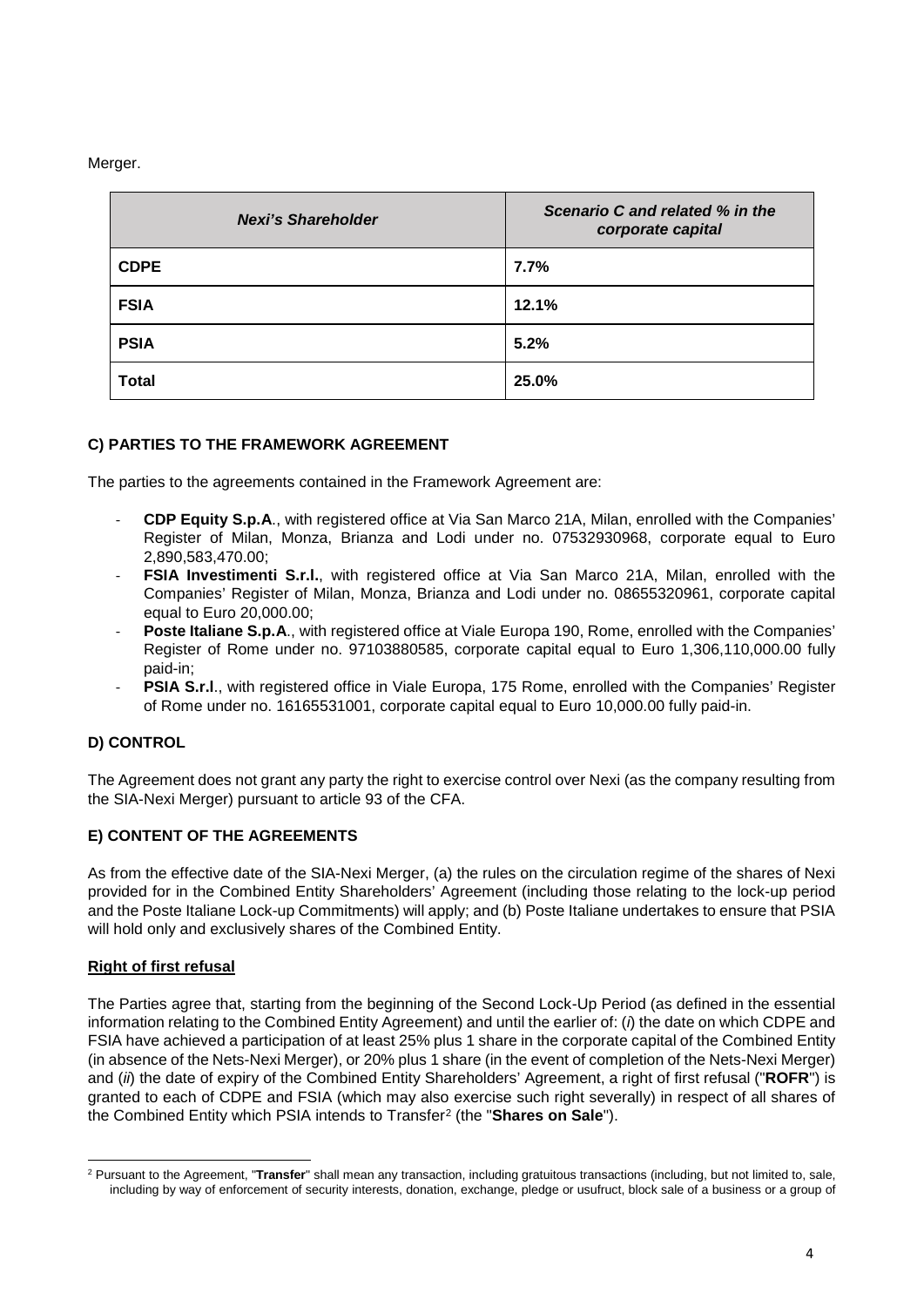Merger.

| *Nexi's Shareholder* | *Scenario C and related % in the corporate capital* |
|---|---|
| **CDPE** | **7.7%** |
| **FSIA** | **12.1%** |
| **PSIA** | **5.2%** |
| **Total** | **25.0%** |

**C) PARTIES TO THE FRAMEWORK AGREEMENT**

The parties to the agreements contained in the Framework Agreement are:

- **CDP Equity S.p.A**., with registered office at Via San Marco 21A, Milan, enrolled with the Companies' Register of Milan, Monza, Brianza and Lodi under no. 07532930968, corporate equal to Euro 2,890,583,470.00;
- **FSIA Investimenti S.r.l.**, with registered office at Via San Marco 21A, Milan, enrolled with the Companies' Register of Milan, Monza, Brianza and Lodi under no. 08655320961, corporate capital equal to Euro 20,000.00;
- **Poste Italiane S.p.A**., with registered office at Viale Europa 190, Rome, enrolled with the Companies' Register of Rome under no. 97103880585, corporate capital equal to Euro 1,306,110,000.00 fully paid-in;
- **PSIA S.r.l**., with registered office in Viale Europa, 175 Rome, enrolled with the Companies' Register of Rome under no. 16165531001, corporate capital equal to Euro 10,000.00 fully paid-in.

**D) CONTROL**

The Agreement does not grant any party the right to exercise control over Nexi (as the company resulting from the SIA-Nexi Merger) pursuant to article 93 of the CFA.

**E) CONTENT OF THE AGREEMENTS**

As from the effective date of the SIA-Nexi Merger, (a) the rules on the circulation regime of the shares of Nexi provided for in the Combined Entity Shareholders' Agreement (including those relating to the lock-up period and the Poste Italiane Lock-up Commitments) will apply; and (b) Poste Italiane undertakes to ensure that PSIA will hold only and exclusively shares of the Combined Entity.

**Right of first refusal**

The Parties agree that, starting from the beginning of the Second Lock-Up Period (as defined in the essential information relating to the Combined Entity Agreement) and until the earlier of: (*i*) the date on which CDPE and FSIA have achieved a participation of at least 25% plus 1 share in the corporate capital of the Combined Entity (in absence of the Nets-Nexi Merger), or 20% plus 1 share (in the event of completion of the Nets-Nexi Merger) and (*ii*) the date of expiry of the Combined Entity Shareholders' Agreement, a right of first refusal ("**ROFR**") is granted to each of CDPE and FSIA (which may also exercise such right severally) in respect of all shares of the Combined Entity which PSIA intends to Transfer[2] (the "**Shares on Sale**").

[2] Pursuant to the Agreement, "**Transfer**" shall mean any transaction, including gratuitous transactions (including, but not limited to, sale, including by way of enforcement of security interests, donation, exchange, pledge or usufruct, block sale of a business or a group of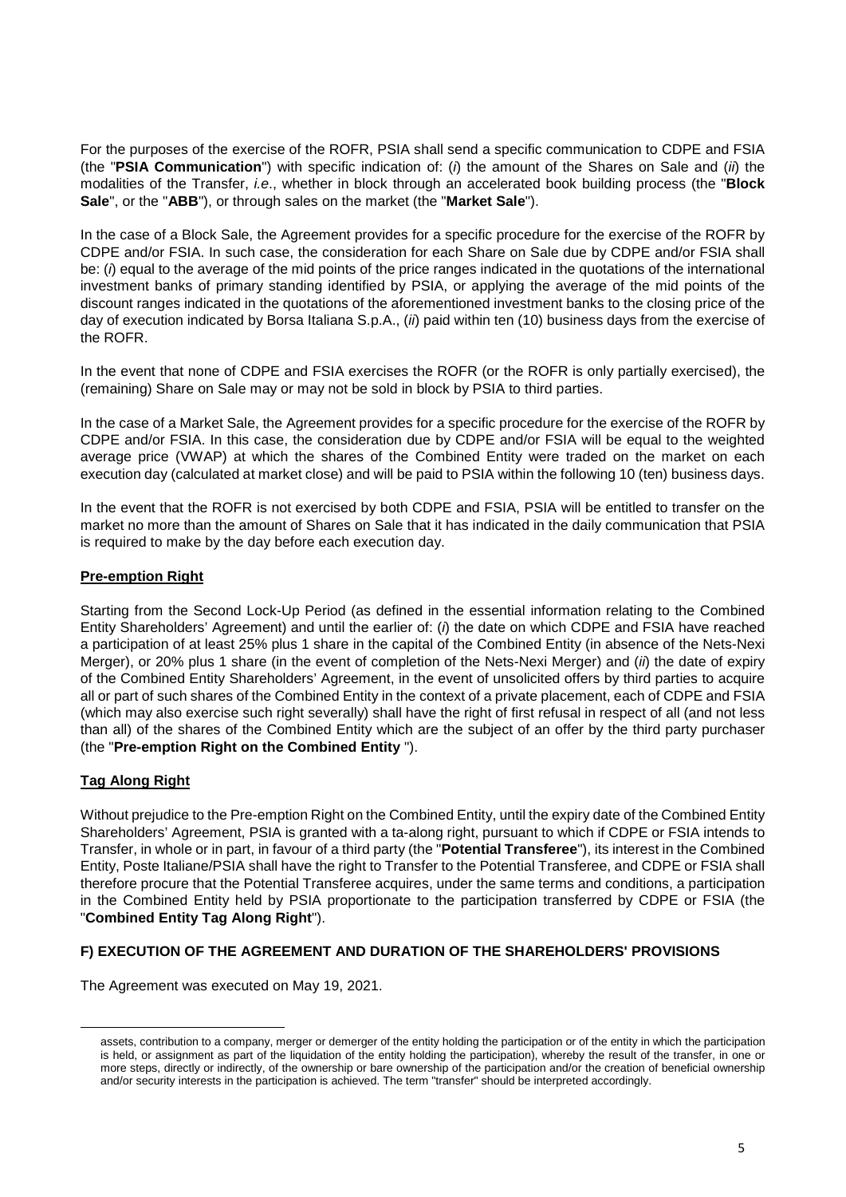For the purposes of the exercise of the ROFR, PSIA shall send a specific communication to CDPE and FSIA (the "**PSIA Communication**") with specific indication of: (*i*) the amount of the Shares on Sale and (*ii*) the modalities of the Transfer, *i.e*., whether in block through an accelerated book building process (the "**Block Sale**", or the "**ABB**"), or through sales on the market (the "**Market Sale**").

In the case of a Block Sale, the Agreement provides for a specific procedure for the exercise of the ROFR by CDPE and/or FSIA. In such case, the consideration for each Share on Sale due by CDPE and/or FSIA shall be: (*i*) equal to the average of the mid points of the price ranges indicated in the quotations of the international investment banks of primary standing identified by PSIA, or applying the average of the mid points of the discount ranges indicated in the quotations of the aforementioned investment banks to the closing price of the day of execution indicated by Borsa Italiana S.p.A., (*ii*) paid within ten (10) business days from the exercise of the ROFR.

In the event that none of CDPE and FSIA exercises the ROFR (or the ROFR is only partially exercised), the (remaining) Share on Sale may or may not be sold in block by PSIA to third parties.

In the case of a Market Sale, the Agreement provides for a specific procedure for the exercise of the ROFR by CDPE and/or FSIA. In this case, the consideration due by CDPE and/or FSIA will be equal to the weighted average price (VWAP) at which the shares of the Combined Entity were traded on the market on each execution day (calculated at market close) and will be paid to PSIA within the following 10 (ten) business days.

In the event that the ROFR is not exercised by both CDPE and FSIA, PSIA will be entitled to transfer on the market no more than the amount of Shares on Sale that it has indicated in the daily communication that PSIA is required to make by the day before each execution day.

**Pre-emption Right**

Starting from the Second Lock-Up Period (as defined in the essential information relating to the Combined Entity Shareholders' Agreement) and until the earlier of: (*i*) the date on which CDPE and FSIA have reached a participation of at least 25% plus 1 share in the capital of the Combined Entity (in absence of the Nets-Nexi Merger), or 20% plus 1 share (in the event of completion of the Nets-Nexi Merger) and (*ii*) the date of expiry of the Combined Entity Shareholders' Agreement, in the event of unsolicited offers by third parties to acquire all or part of such shares of the Combined Entity in the context of a private placement, each of CDPE and FSIA (which may also exercise such right severally) shall have the right of first refusal in respect of all (and not less than all) of the shares of the Combined Entity which are the subject of an offer by the third party purchaser (the "**Pre-emption Right on the Combined Entity** ").

**Tag Along Right**

Without prejudice to the Pre-emption Right on the Combined Entity, until the expiry date of the Combined Entity Shareholders' Agreement, PSIA is granted with a ta-along right, pursuant to which if CDPE or FSIA intends to Transfer, in whole or in part, in favour of a third party (the "**Potential Transferee**"), its interest in the Combined Entity, Poste Italiane/PSIA shall have the right to Transfer to the Potential Transferee, and CDPE or FSIA shall therefore procure that the Potential Transferee acquires, under the same terms and conditions, a participation in the Combined Entity held by PSIA proportionate to the participation transferred by CDPE or FSIA (the "**Combined Entity Tag Along Right**").

## F) EXECUTION OF THE AGREEMENT AND DURATION OF THE SHAREHOLDERS' PROVISIONS

The Agreement was executed on May 19, 2021.

---

assets, contribution to a company, merger or demerger of the entity holding the participation or of the entity in which the participation is held, or assignment as part of the liquidation of the entity holding the participation), whereby the result of the transfer, in one or more steps, directly or indirectly, of the ownership or bare ownership of the participation and/or the creation of beneficial ownership and/or security interests in the participation is achieved. The term "transfer" should be interpreted accordingly.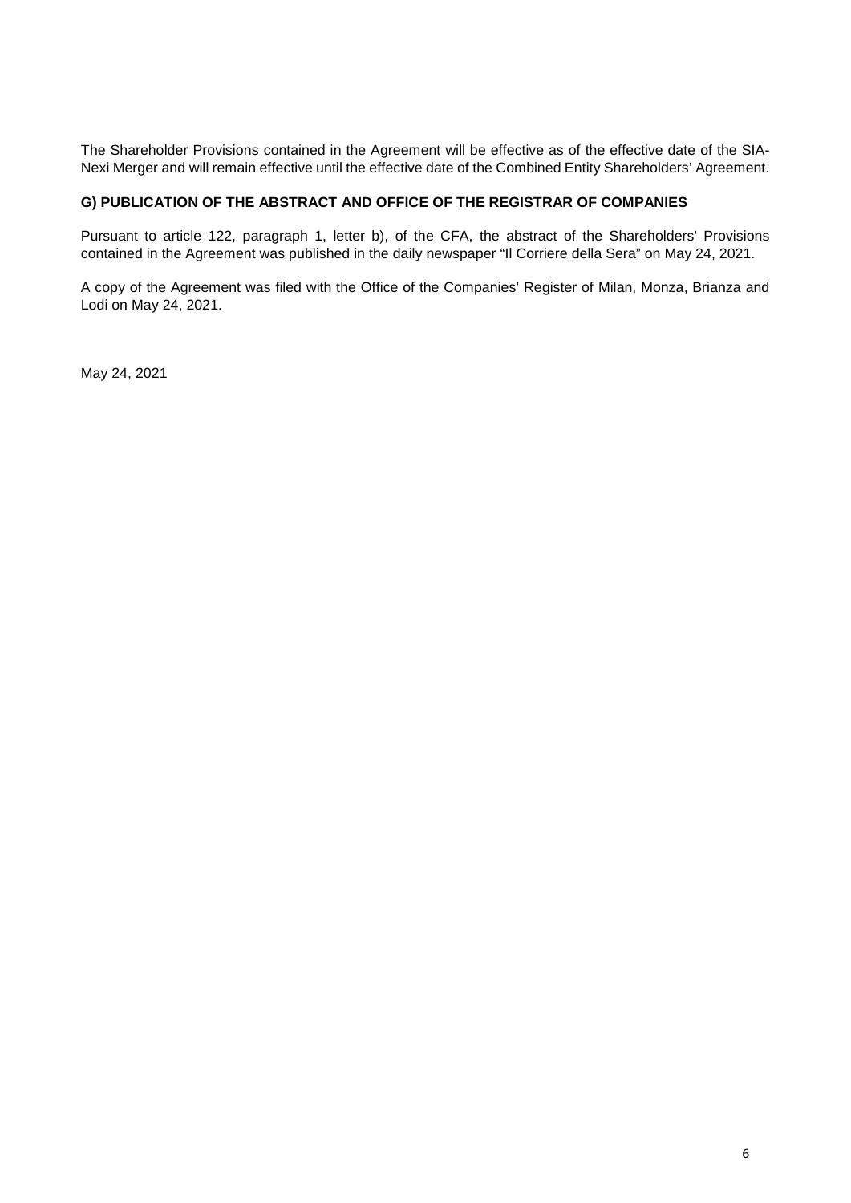The Shareholder Provisions contained in the Agreement will be effective as of the effective date of the SIA-Nexi Merger and will remain effective until the effective date of the Combined Entity Shareholders' Agreement.

**G) PUBLICATION OF THE ABSTRACT AND OFFICE OF THE REGISTRAR OF COMPANIES**

Pursuant to article 122, paragraph 1, letter b), of the CFA, the abstract of the Shareholders' Provisions contained in the Agreement was published in the daily newspaper "Il Corriere della Sera" on May 24, 2021.

A copy of the Agreement was filed with the Office of the Companies' Register of Milan, Monza, Brianza and Lodi on May 24, 2021.

May 24, 2021